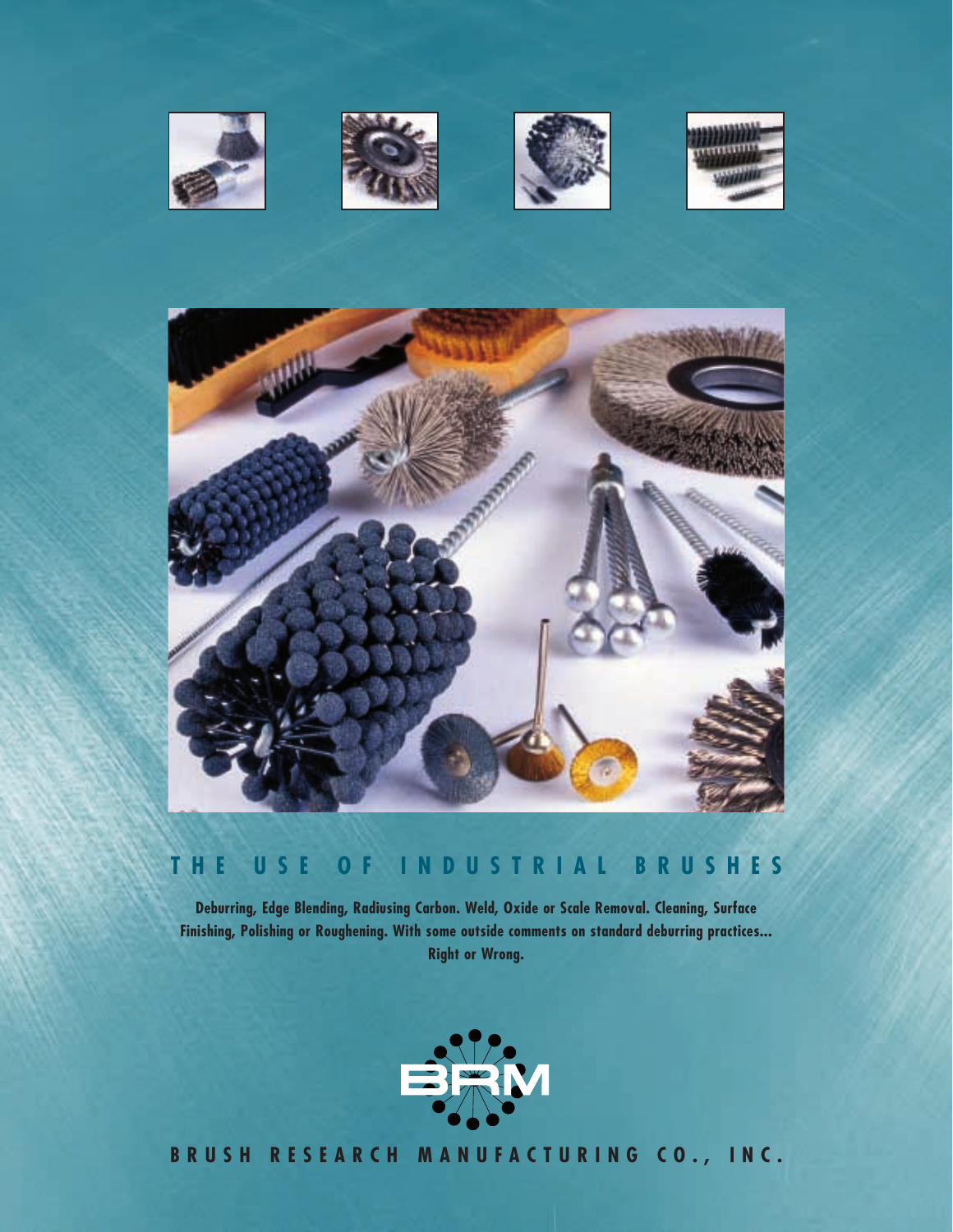# THE USE OF INDUSTRIAL BRUSHES

**Deburring, Edge Blending, Radiusing Carbon. Weld, Oxide or Scale Removal. Cleaning, Surface Finishing, Polishing or Roughening. With some outside comments on standard deburring practices... Right or Wrong.**

BRM

**BRUSH RESEARCH MANUFACTURING CO., INC.**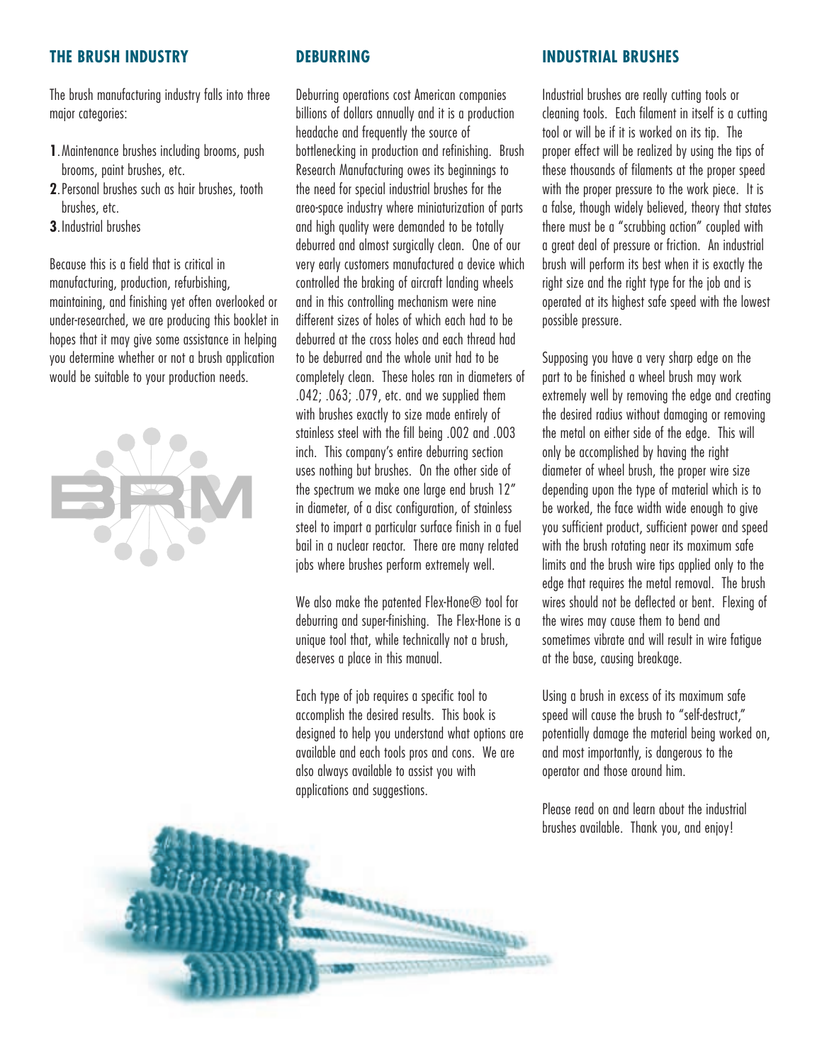## THE BRUSH INDUSTRY

The brush manufacturing industry falls into three major categories:

1. Maintenance brushes including brooms, push brooms, paint brushes, etc.
2. Personal brushes such as hair brushes, tooth brushes, etc.
3. Industrial brushes

Because this is a field that is critical in manufacturing, production, refurbishing, maintaining, and finishing yet often overlooked or under-researched, we are producing this booklet in hopes that it may give some assistance in helping you determine whether or not a brush application would be suitable to your production needs.

## DEBURRING

Deburring operations cost American companies billions of dollars annually and it is a production headache and frequently the source of bottlenecking in production and refinishing. Brush Research Manufacturing owes its beginnings to the need for special industrial brushes for the areo-space industry where miniaturization of parts and high quality were demanded to be totally deburred and almost surgically clean. One of our very early customers manufactured a device which controlled the braking of aircraft landing wheels and in this controlling mechanism were nine different sizes of holes of which each had to be deburred at the cross holes and each thread had to be deburred and the whole unit had to be completely clean. These holes ran in diameters of .042; .063; .079, etc. and we supplied them with brushes exactly to size made entirely of stainless steel with the fill being .002 and .003 inch. This company's entire deburring section uses nothing but brushes. On the other side of the spectrum we make one large end brush 12" in diameter, of a disc configuration, of stainless steel to impart a particular surface finish in a fuel bail in a nuclear reactor. There are many related jobs where brushes perform extremely well.

We also make the patented Flex-Hone® tool for deburring and super-finishing. The Flex-Hone is a unique tool that, while technically not a brush, deserves a place in this manual.

Each type of job requires a specific tool to accomplish the desired results. This book is designed to help you understand what options are available and each tools pros and cons. We are also always available to assist you with applications and suggestions.

## INDUSTRIAL BRUSHES

Industrial brushes are really cutting tools or cleaning tools. Each filament in itself is a cutting tool or will be if it is worked on its tip. The proper effect will be realized by using the tips of these thousands of filaments at the proper speed with the proper pressure to the work piece. It is a false, though widely believed, theory that states there must be a "scrubbing action" coupled with a great deal of pressure or friction. An industrial brush will perform its best when it is exactly the right size and the right type for the job and is operated at its highest safe speed with the lowest possible pressure.

Supposing you have a very sharp edge on the part to be finished a wheel brush may work extremely well by removing the edge and creating the desired radius without damaging or removing the metal on either side of the edge. This will only be accomplished by having the right diameter of wheel brush, the proper wire size depending upon the type of material which is to be worked, the face width wide enough to give you sufficient product, sufficient power and speed with the brush rotating near its maximum safe limits and the brush wire tips applied only to the edge that requires the metal removal. The brush wires should not be deflected or bent. Flexing of the wires may cause them to bend and sometimes vibrate and will result in wire fatigue at the base, causing breakage.

Using a brush in excess of its maximum safe speed will cause the brush to "self-destruct," potentially damage the material being worked on, and most importantly, is dangerous to the operator and those around him.

Please read on and learn about the industrial brushes available. Thank you, and enjoy!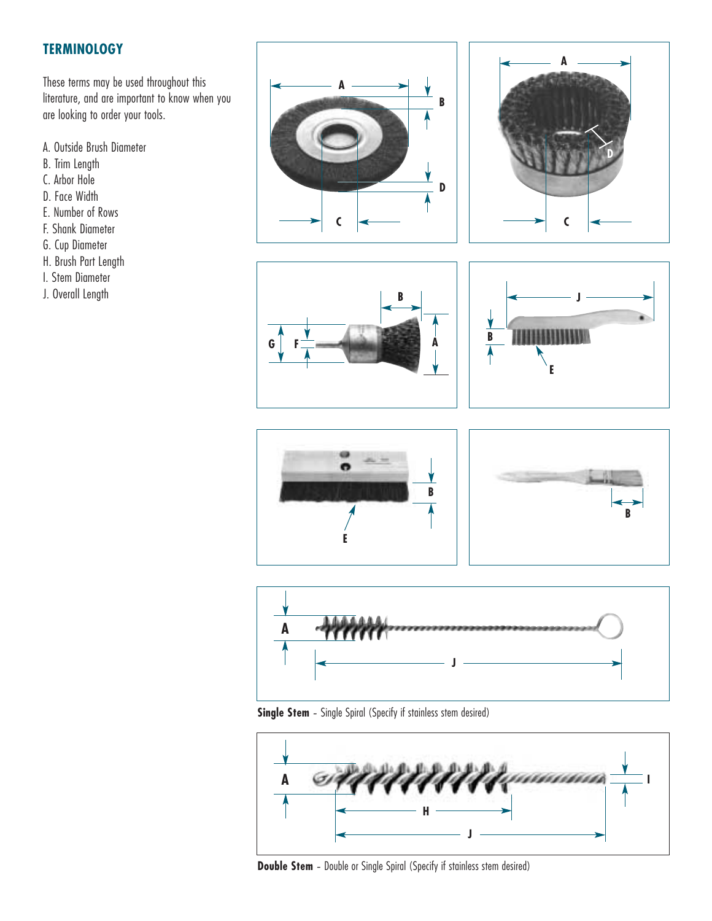## TERMINOLOGY

These terms may be used throughout this literature, and are important to know when you are looking to order your tools.

A. Outside Brush Diameter
B. Trim Length
C. Arbor Hole
D. Face Width
E. Number of Rows
F. Shank Diameter
G. Cup Diameter
H. Brush Part Length
I. Stem Diameter
J. Overall Length

**Single Stem** – Single Spiral (Specify if stainless stem desired)

**Double Stem** – Double or Single Spiral (Specify if stainless stem desired)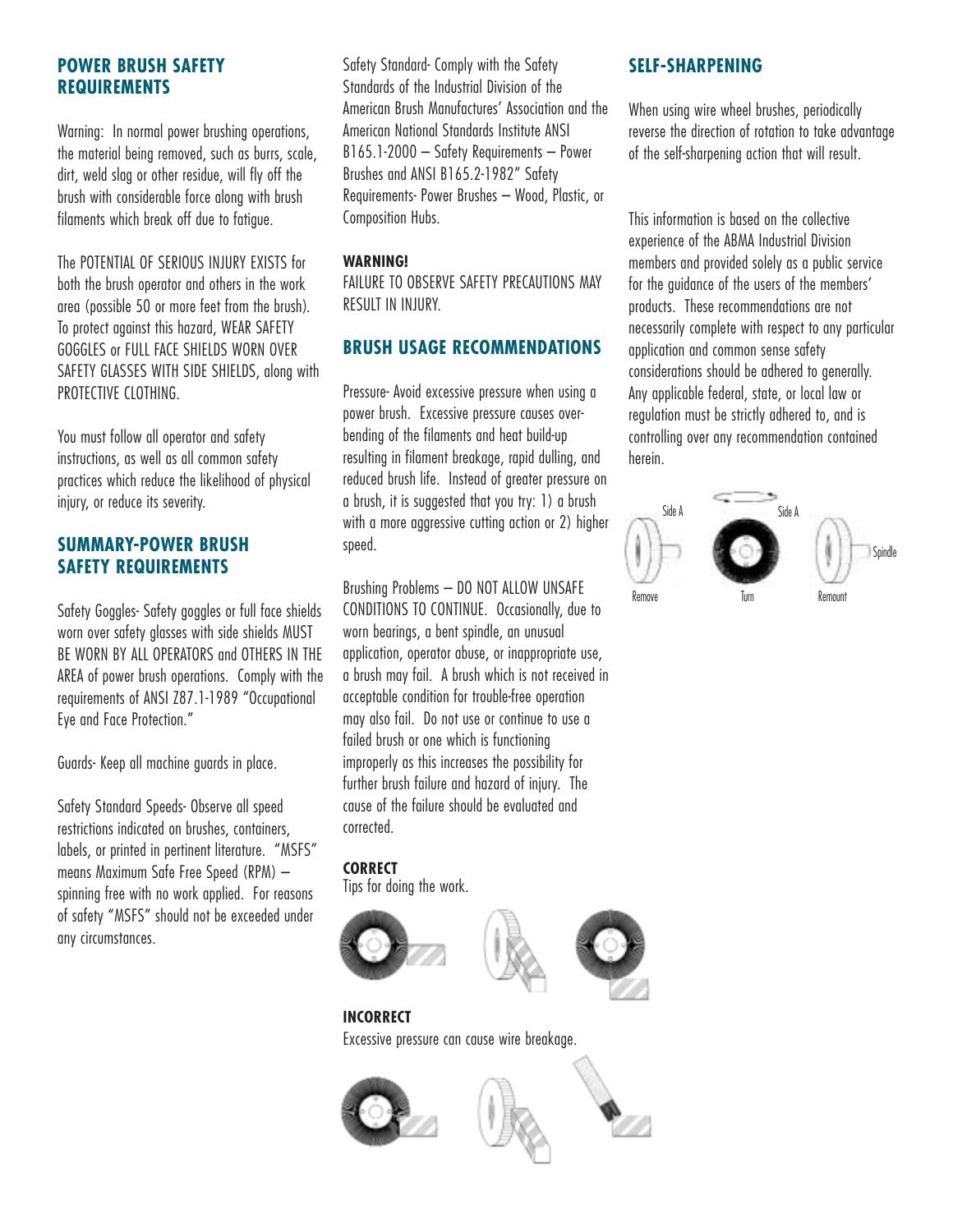## POWER BRUSH SAFETY REQUIREMENTS

Warning: In normal power brushing operations, the material being removed, such as burrs, scale, dirt, weld slag or other residue, will fly off the brush with considerable force along with brush filaments which break off due to fatigue.

The POTENTIAL OF SERIOUS INJURY EXISTS for both the brush operator and others in the work area (possible 50 or more feet from the brush). To protect against this hazard, WEAR SAFETY GOGGLES or FULL FACE SHIELDS WORN OVER SAFETY GLASSES WITH SIDE SHIELDS, along with PROTECTIVE CLOTHING.

You must follow all operator and safety instructions, as well as all common safety practices which reduce the likelihood of physical injury, or reduce its severity.

## SUMMARY-POWER BRUSH SAFETY REQUIREMENTS

Safety Goggles- Safety goggles or full face shields worn over safety glasses with side shields MUST BE WORN BY ALL OPERATORS and OTHERS IN THE AREA of power brush operations. Comply with the requirements of ANSI Z87.1-1989 "Occupational Eye and Face Protection."

Guards- Keep all machine guards in place.

Safety Standard Speeds- Observe all speed restrictions indicated on brushes, containers, labels, or printed in pertinent literature. "MSFS" means Maximum Safe Free Speed (RPM) – spinning free with no work applied. For reasons of safety "MSFS" should not be exceeded under any circumstances.

Safety Standard- Comply with the Safety Standards of the Industrial Division of the American Brush Manufactures' Association and the American National Standards Institute ANSI B165.1-2000 – Safety Requirements – Power Brushes and ANSI B165.2-1982" Safety Requirements- Power Brushes – Wood, Plastic, or Composition Hubs.

**WARNING!**
FAILURE TO OBSERVE SAFETY PRECAUTIONS MAY RESULT IN INJURY.

## BRUSH USAGE RECOMMENDATIONS

Pressure- Avoid excessive pressure when using a power brush. Excessive pressure causes over-bending of the filaments and heat build-up resulting in filament breakage, rapid dulling, and reduced brush life. Instead of greater pressure on a brush, it is suggested that you try: 1) a brush with a more aggressive cutting action or 2) higher speed.

Brushing Problems – DO NOT ALLOW UNSAFE CONDITIONS TO CONTINUE. Occasionally, due to worn bearings, a bent spindle, an unusual application, operator abuse, or inappropriate use, a brush may fail. A brush which is not received in acceptable condition for trouble-free operation may also fail. Do not use or continue to use a failed brush or one which is functioning improperly as this increases the possibility for further brush failure and hazard of injury. The cause of the failure should be evaluated and corrected.

**CORRECT**
Tips for doing the work.

**INCORRECT**
Excessive pressure can cause wire breakage.

## SELF-SHARPENING

When using wire wheel brushes, periodically reverse the direction of rotation to take advantage of the self-sharpening action that will result.

This information is based on the collective experience of the ABMA Industrial Division members and provided solely as a public service for the guidance of the users of the members' products. These recommendations are not necessarily complete with respect to any particular application and common sense safety considerations should be adhered to generally. Any applicable federal, state, or local law or regulation must be strictly adhered to, and is controlling over any recommendation contained herein.

Side A — Remove — Turn — Side A — Remount — Spindle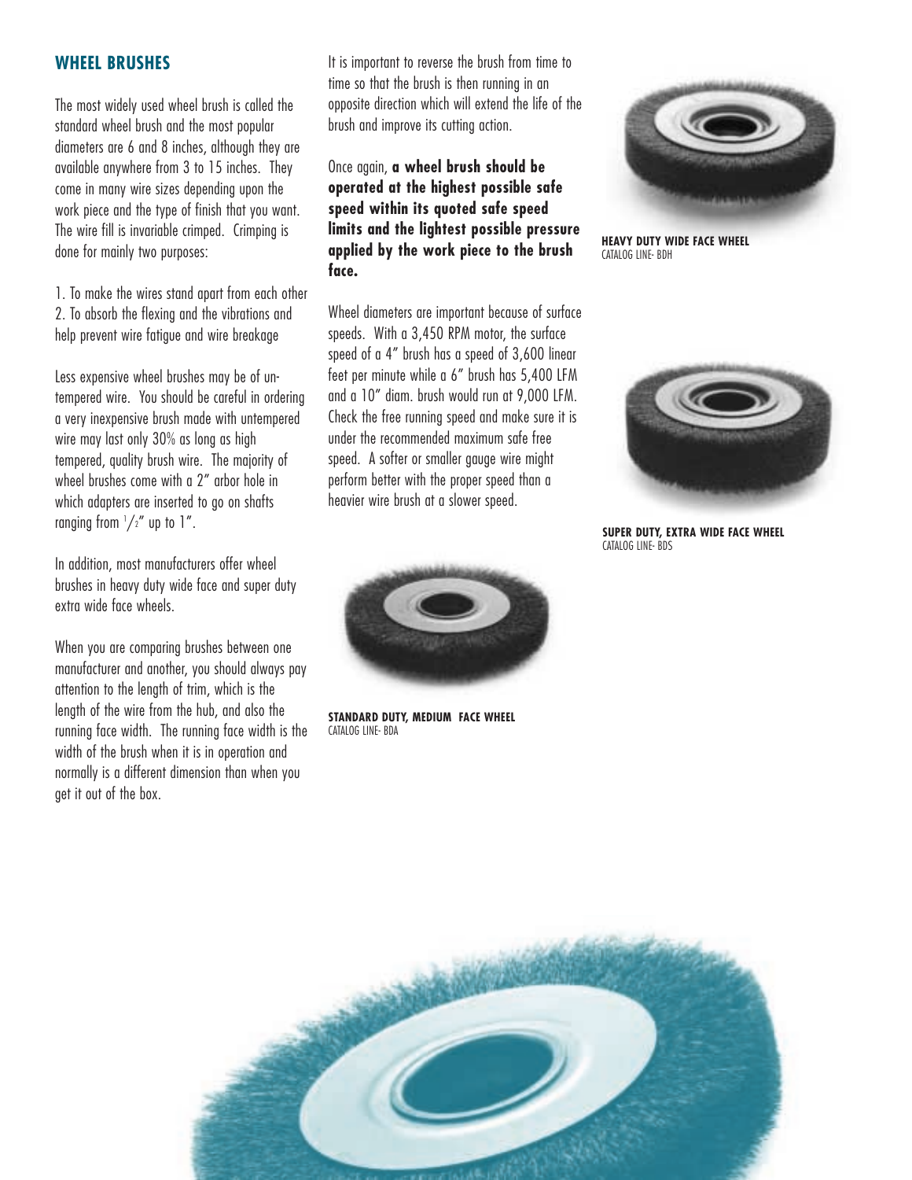## WHEEL BRUSHES

The most widely used wheel brush is called the standard wheel brush and the most popular diameters are 6 and 8 inches, although they are available anywhere from 3 to 15 inches. They come in many wire sizes depending upon the work piece and the type of finish that you want. The wire fill is invariable crimped. Crimping is done for mainly two purposes:

1. To make the wires stand apart from each other
2. To absorb the flexing and the vibrations and help prevent wire fatigue and wire breakage

Less expensive wheel brushes may be of un-tempered wire. You should be careful in ordering a very inexpensive brush made with untempered wire may last only 30% as long as high tempered, quality brush wire. The majority of wheel brushes come with a 2" arbor hole in which adapters are inserted to go on shafts ranging from 1/2" up to 1".

In addition, most manufacturers offer wheel brushes in heavy duty wide face and super duty extra wide face wheels.

When you are comparing brushes between one manufacturer and another, you should always pay attention to the length of trim, which is the length of the wire from the hub, and also the running face width. The running face width is the width of the brush when it is in operation and normally is a different dimension than when you get it out of the box.

It is important to reverse the brush from time to time so that the brush is then running in an opposite direction which will extend the life of the brush and improve its cutting action.

Once again, **a wheel brush should be operated at the highest possible safe speed within its quoted safe speed limits and the lightest possible pressure applied by the work piece to the brush face.**

Wheel diameters are important because of surface speeds. With a 3,450 RPM motor, the surface speed of a 4" brush has a speed of 3,600 linear feet per minute while a 6" brush has 5,400 LFM and a 10" diam. brush would run at 9,000 LFM. Check the free running speed and make sure it is under the recommended maximum safe free speed. A softer or smaller gauge wire might perform better with the proper speed than a heavier wire brush at a slower speed.

**STANDARD DUTY, MEDIUM FACE WHEEL**
CATALOG LINE- BDA

**HEAVY DUTY WIDE FACE WHEEL**
CATALOG LINE- BDH

**SUPER DUTY, EXTRA WIDE FACE WHEEL**
CATALOG LINE- BDS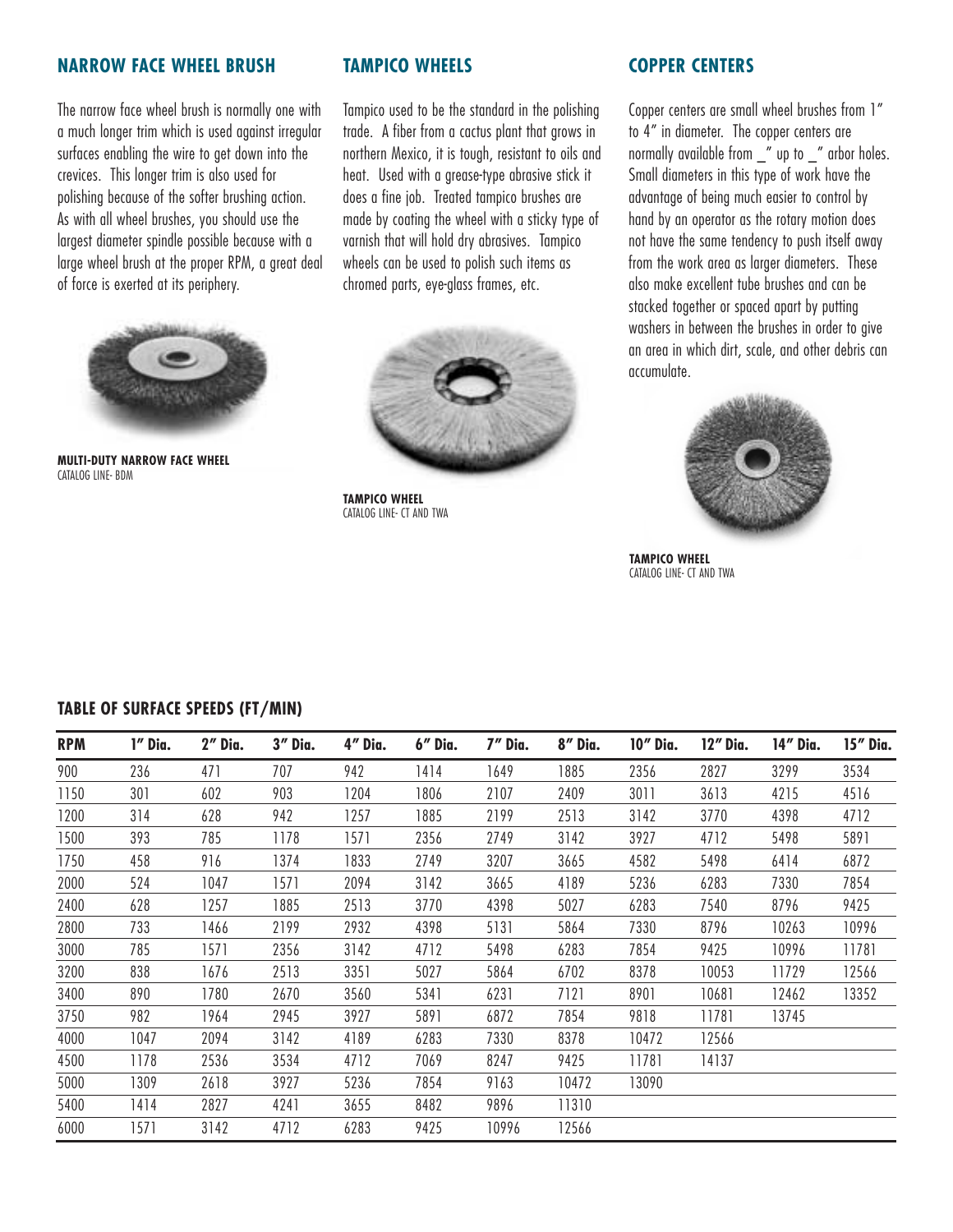## NARROW FACE WHEEL BRUSH

The narrow face wheel brush is normally one with a much longer trim which is used against irregular surfaces enabling the wire to get down into the crevices. This longer trim is also used for polishing because of the softer brushing action. As with all wheel brushes, you should use the largest diameter spindle possible because with a large wheel brush at the proper RPM, a great deal of force is exerted at its periphery.

**MULTI-DUTY NARROW FACE WHEEL**
CATALOG LINE- BDM

## TAMPICO WHEELS

Tampico used to be the standard in the polishing trade. A fiber from a cactus plant that grows in northern Mexico, it is tough, resistant to oils and heat. Used with a grease-type abrasive stick it does a fine job. Treated tampico brushes are made by coating the wheel with a sticky type of varnish that will hold dry abrasives. Tampico wheels can be used to polish such items as chromed parts, eye-glass frames, etc.

**TAMPICO WHEEL**
CATALOG LINE- CT AND TWA

## COPPER CENTERS

Copper centers are small wheel brushes from 1" to 4" in diameter. The copper centers are normally available from _" up to _" arbor holes. Small diameters in this type of work have the advantage of being much easier to control by hand by an operator as the rotary motion does not have the same tendency to push itself away from the work area as larger diameters. These also make excellent tube brushes and can be stacked together or spaced apart by putting washers in between the brushes in order to give an area in which dirt, scale, and other debris can accumulate.

**TAMPICO WHEEL**
CATALOG LINE- CT AND TWA

### TABLE OF SURFACE SPEEDS (FT/MIN)

| RPM | 1" Dia. | 2" Dia. | 3" Dia. | 4" Dia. | 6" Dia. | 7" Dia. | 8" Dia. | 10" Dia. | 12" Dia. | 14" Dia. | 15" Dia. |
|---|---|---|---|---|---|---|---|---|---|---|---|
| 900 | 236 | 471 | 707 | 942 | 1414 | 1649 | 1885 | 2356 | 2827 | 3299 | 3534 |
| 1150 | 301 | 602 | 903 | 1204 | 1806 | 2107 | 2409 | 3011 | 3613 | 4215 | 4516 |
| 1200 | 314 | 628 | 942 | 1257 | 1885 | 2199 | 2513 | 3142 | 3770 | 4398 | 4712 |
| 1500 | 393 | 785 | 1178 | 1571 | 2356 | 2749 | 3142 | 3927 | 4712 | 5498 | 5891 |
| 1750 | 458 | 916 | 1374 | 1833 | 2749 | 3207 | 3665 | 4582 | 5498 | 6414 | 6872 |
| 2000 | 524 | 1047 | 1571 | 2094 | 3142 | 3665 | 4189 | 5236 | 6283 | 7330 | 7854 |
| 2400 | 628 | 1257 | 1885 | 2513 | 3770 | 4398 | 5027 | 6283 | 7540 | 8796 | 9425 |
| 2800 | 733 | 1466 | 2199 | 2932 | 4398 | 5131 | 5864 | 7330 | 8796 | 10263 | 10996 |
| 3000 | 785 | 1571 | 2356 | 3142 | 4712 | 5498 | 6283 | 7854 | 9425 | 10996 | 11781 |
| 3200 | 838 | 1676 | 2513 | 3351 | 5027 | 5864 | 6702 | 8378 | 10053 | 11729 | 12566 |
| 3400 | 890 | 1780 | 2670 | 3560 | 5341 | 6231 | 7121 | 8901 | 10681 | 12462 | 13352 |
| 3750 | 982 | 1964 | 2945 | 3927 | 5891 | 6872 | 7854 | 9818 | 11781 | 13745 | |
| 4000 | 1047 | 2094 | 3142 | 4189 | 6283 | 7330 | 8378 | 10472 | 12566 | | |
| 4500 | 1178 | 2536 | 3534 | 4712 | 7069 | 8247 | 9425 | 11781 | 14137 | | |
| 5000 | 1309 | 2618 | 3927 | 5236 | 7854 | 9163 | 10472 | 13090 | | | |
| 5400 | 1414 | 2827 | 4241 | 3655 | 8482 | 9896 | 11310 | | | | |
| 6000 | 1571 | 3142 | 4712 | 6283 | 9425 | 10996 | 12566 | | | | |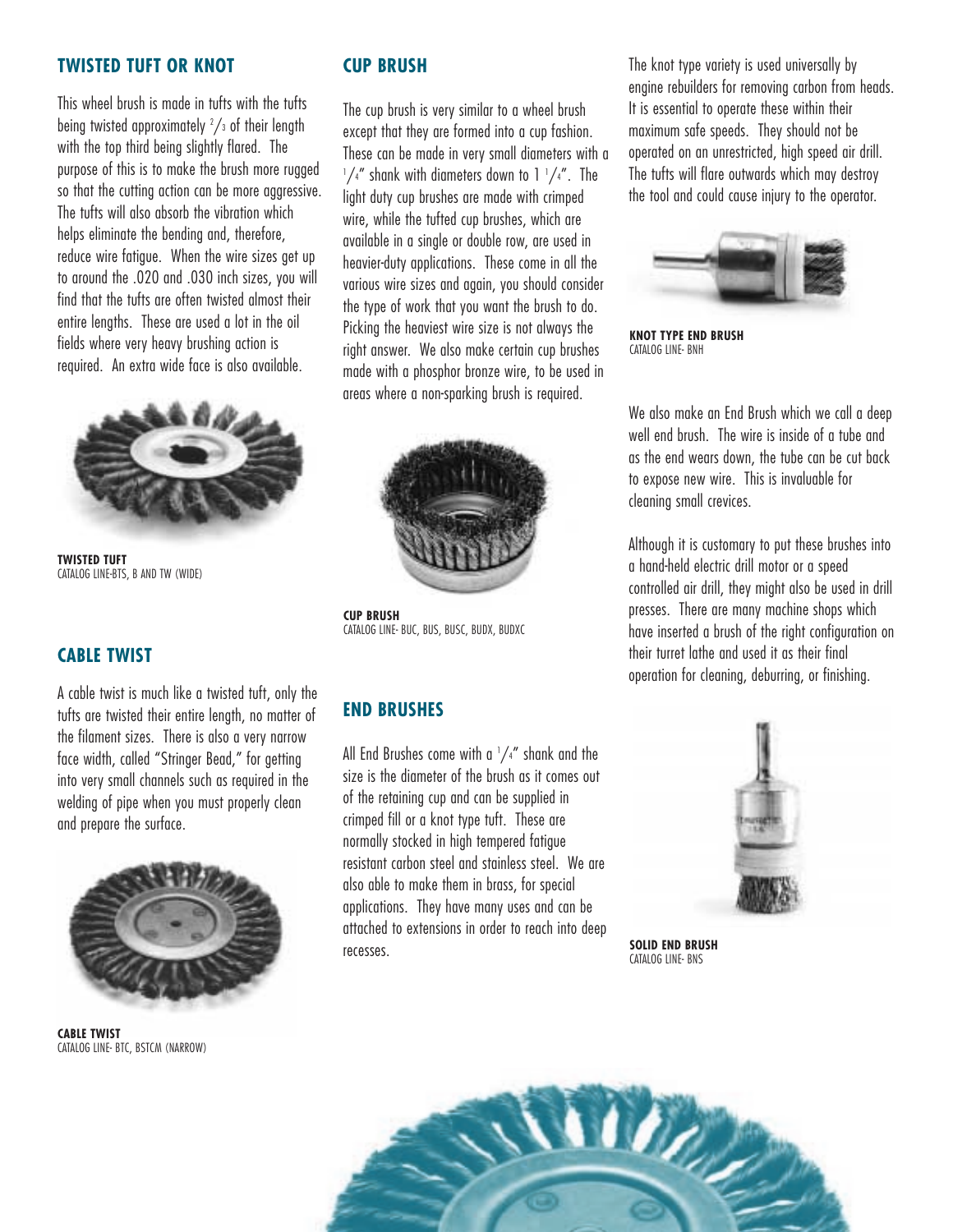## TWISTED TUFT OR KNOT

This wheel brush is made in tufts with the tufts being twisted approximately $^{2}/_{3}$ of their length with the top third being slightly flared. The purpose of this is to make the brush more rugged so that the cutting action can be more aggressive. The tufts will also absorb the vibration which helps eliminate the bending and, therefore, reduce wire fatigue. When the wire sizes get up to around the .020 and .030 inch sizes, you will find that the tufts are often twisted almost their entire lengths. These are used a lot in the oil fields where very heavy brushing action is required. An extra wide face is also available.

**TWISTED TUFT**
CATALOG LINE-BTS, B AND TW (WIDE)

## CABLE TWIST

A cable twist is much like a twisted tuft, only the tufts are twisted their entire length, no matter of the filament sizes. There is also a very narrow face width, called "Stringer Bead," for getting into very small channels such as required in the welding of pipe when you must properly clean and prepare the surface.

**CABLE TWIST**
CATALOG LINE- BTC, BSTCM (NARROW)

## CUP BRUSH

The cup brush is very similar to a wheel brush except that they are formed into a cup fashion. These can be made in very small diameters with a $^{1}/_{4}$" shank with diameters down to 1 $^{1}/_{4}$". The light duty cup brushes are made with crimped wire, while the tufted cup brushes, which are available in a single or double row, are used in heavier-duty applications. These come in all the various wire sizes and again, you should consider the type of work that you want the brush to do. Picking the heaviest wire size is not always the right answer. We also make certain cup brushes made with a phosphor bronze wire, to be used in areas where a non-sparking brush is required.

**CUP BRUSH**
CATALOG LINE- BUC, BUS, BUSC, BUDX, BUDXC

## END BRUSHES

All End Brushes come with a $^{1}/_{4}$" shank and the size is the diameter of the brush as it comes out of the retaining cup and can be supplied in crimped fill or a knot type tuft. These are normally stocked in high tempered fatigue resistant carbon steel and stainless steel. We are also able to make them in brass, for special applications. They have many uses and can be attached to extensions in order to reach into deep recesses.

The knot type variety is used universally by engine rebuilders for removing carbon from heads. It is essential to operate these within their maximum safe speeds. They should not be operated on an unrestricted, high speed air drill. The tufts will flare outwards which may destroy the tool and could cause injury to the operator.

**KNOT TYPE END BRUSH**
CATALOG LINE- BNH

We also make an End Brush which we call a deep well end brush. The wire is inside of a tube and as the end wears down, the tube can be cut back to expose new wire. This is invaluable for cleaning small crevices.

Although it is customary to put these brushes into a hand-held electric drill motor or a speed controlled air drill, they might also be used in drill presses. There are many machine shops which have inserted a brush of the right configuration on their turret lathe and used it as their final operation for cleaning, deburring, or finishing.

**SOLID END BRUSH**
CATALOG LINE- BNS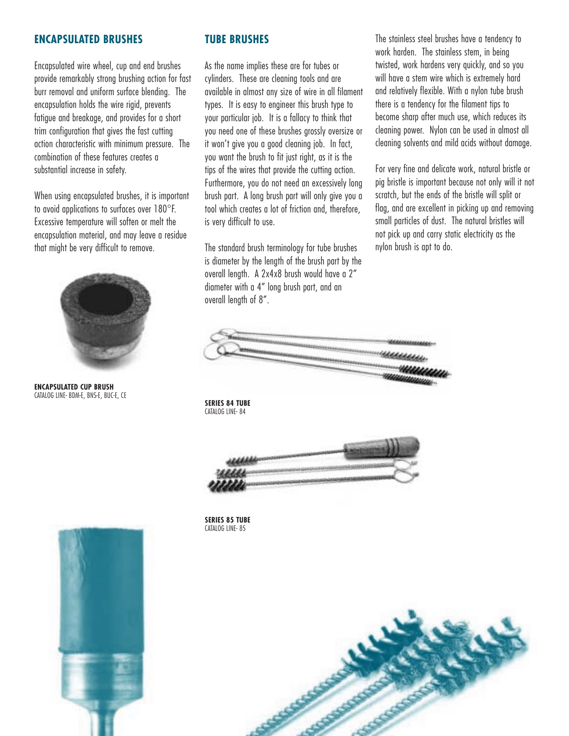## ENCAPSULATED BRUSHES

Encapsulated wire wheel, cup and end brushes provide remarkably strong brushing action for fast burr removal and uniform surface blending. The encapsulation holds the wire rigid, prevents fatigue and breakage, and provides for a short trim configuration that gives the fast cutting action characteristic with minimum pressure. The combination of these features creates a substantial increase in safety.

When using encapsulated brushes, it is important to avoid applications to surfaces over 180°F. Excessive temperature will soften or melt the encapsulation material, and may leave a residue that might be very difficult to remove.

**ENCAPSULATED CUP BRUSH**
CATALOG LINE- BDM-E, BNS-E, BUC-E, CE

## TUBE BRUSHES

As the name implies these are for tubes or cylinders. These are cleaning tools and are available in almost any size of wire in all filament types. It is easy to engineer this brush type to your particular job. It is a fallacy to think that you need one of these brushes grossly oversize or it won't give you a good cleaning job. In fact, you want the brush to fit just right, as it is the tips of the wires that provide the cutting action. Furthermore, you do not need an excessively long brush part. A long brush part will only give you a tool which creates a lot of friction and, therefore, is very difficult to use.

The standard brush terminology for tube brushes is diameter by the length of the brush part by the overall length. A 2x4x8 brush would have a 2" diameter with a 4" long brush part, and an overall length of 8".

**SERIES 84 TUBE**
CATALOG LINE- 84

**SERIES 85 TUBE**
CATALOG LINE- 85

The stainless steel brushes have a tendency to work harden. The stainless stem, in being twisted, work hardens very quickly, and so you will have a stem wire which is extremely hard and relatively flexible. With a nylon tube brush there is a tendency for the filament tips to become sharp after much use, which reduces its cleaning power. Nylon can be used in almost all cleaning solvents and mild acids without damage.

For very fine and delicate work, natural bristle or pig bristle is important because not only will it not scratch, but the ends of the bristle will split or flag, and are excellent in picking up and removing small particles of dust. The natural bristles will not pick up and carry static electricity as the nylon brush is apt to do.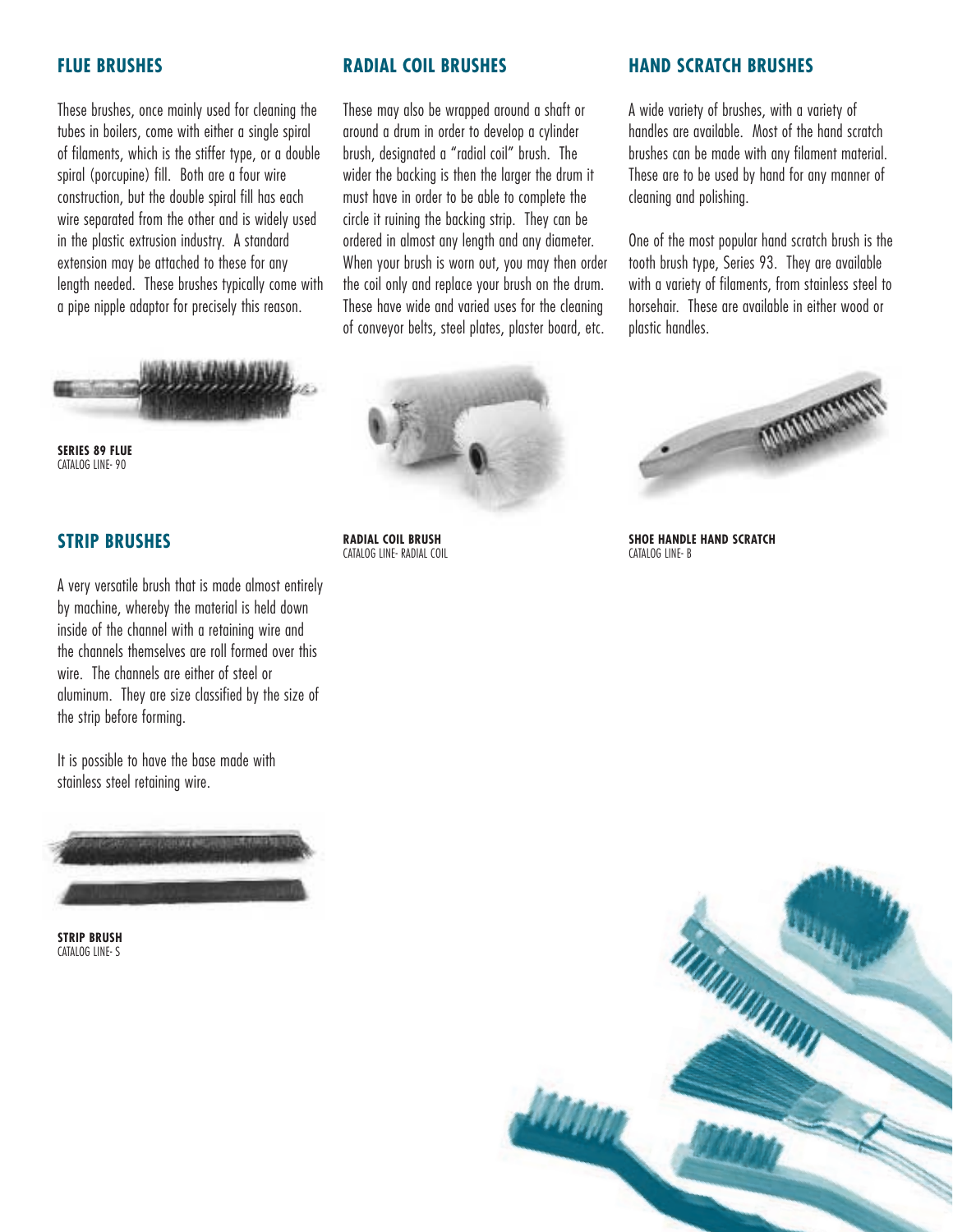## FLUE BRUSHES

These brushes, once mainly used for cleaning the tubes in boilers, come with either a single spiral of filaments, which is the stiffer type, or a double spiral (porcupine) fill. Both are a four wire construction, but the double spiral fill has each wire separated from the other and is widely used in the plastic extrusion industry. A standard extension may be attached to these for any length needed. These brushes typically come with a pipe nipple adaptor for precisely this reason.

**SERIES 89 FLUE**
CATALOG LINE- 90

## STRIP BRUSHES

A very versatile brush that is made almost entirely by machine, whereby the material is held down inside of the channel with a retaining wire and the channels themselves are roll formed over this wire. The channels are either of steel or aluminum. They are size classified by the size of the strip before forming.

It is possible to have the base made with stainless steel retaining wire.

**STRIP BRUSH**
CATALOG LINE- S

## RADIAL COIL BRUSHES

These may also be wrapped around a shaft or around a drum in order to develop a cylinder brush, designated a "radial coil" brush. The wider the backing is then the larger the drum it must have in order to be able to complete the circle it ruining the backing strip. They can be ordered in almost any length and any diameter. When your brush is worn out, you may then order the coil only and replace your brush on the drum. These have wide and varied uses for the cleaning of conveyor belts, steel plates, plaster board, etc.

**RADIAL COIL BRUSH**
CATALOG LINE- RADIAL COIL

## HAND SCRATCH BRUSHES

A wide variety of brushes, with a variety of handles are available. Most of the hand scratch brushes can be made with any filament material. These are to be used by hand for any manner of cleaning and polishing.

One of the most popular hand scratch brush is the tooth brush type, Series 93. They are available with a variety of filaments, from stainless steel to horsehair. These are available in either wood or plastic handles.

**SHOE HANDLE HAND SCRATCH**
CATALOG LINE- B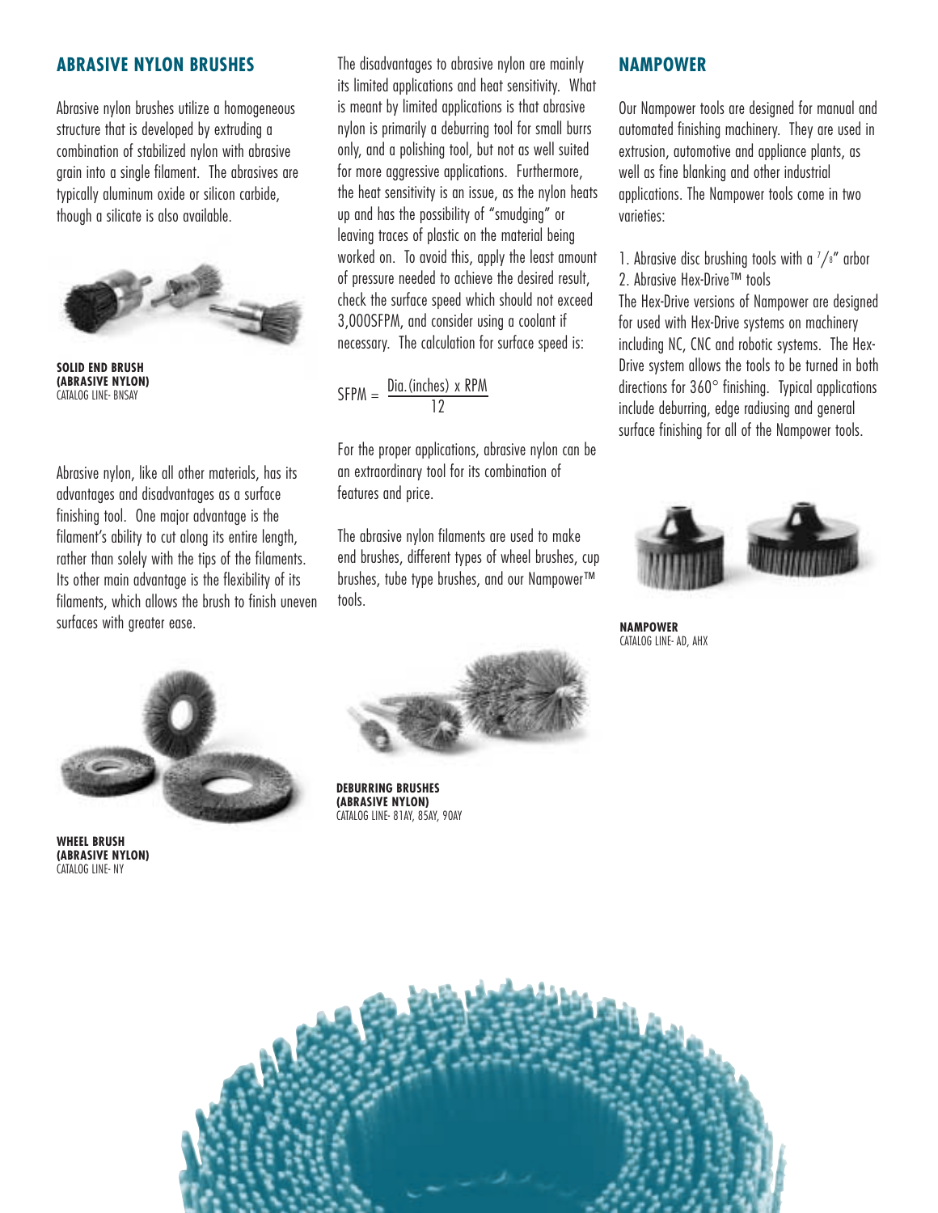## ABRASIVE NYLON BRUSHES

Abrasive nylon brushes utilize a homogeneous structure that is developed by extruding a combination of stabilized nylon with abrasive grain into a single filament. The abrasives are typically aluminum oxide or silicon carbide, though a silicate is also available.

**SOLID END BRUSH (ABRASIVE NYLON)**
CATALOG LINE- BNSAY

Abrasive nylon, like all other materials, has its advantages and disadvantages as a surface finishing tool. One major advantage is the filament's ability to cut along its entire length, rather than solely with the tips of the filaments. Its other main advantage is the flexibility of its filaments, which allows the brush to finish uneven surfaces with greater ease.

**WHEEL BRUSH (ABRASIVE NYLON)**
CATALOG LINE- NY

The disadvantages to abrasive nylon are mainly its limited applications and heat sensitivity. What is meant by limited applications is that abrasive nylon is primarily a deburring tool for small burrs only, and a polishing tool, but not as well suited for more aggressive applications. Furthermore, the heat sensitivity is an issue, as the nylon heats up and has the possibility of "smudging" or leaving traces of plastic on the material being worked on. To avoid this, apply the least amount of pressure needed to achieve the desired result, check the surface speed which should not exceed 3,000SFPM, and consider using a coolant if necessary. The calculation for surface speed is:

$$SFPM = \frac{\text{Dia.(inches)} \times \text{RPM}}{12}$$

For the proper applications, abrasive nylon can be an extraordinary tool for its combination of features and price.

The abrasive nylon filaments are used to make end brushes, different types of wheel brushes, cup brushes, tube type brushes, and our Nampower™ tools.

**DEBURRING BRUSHES (ABRASIVE NYLON)**
CATALOG LINE- 81AY, 85AY, 90AY

## NAMPOWER

Our Nampower tools are designed for manual and automated finishing machinery. They are used in extrusion, automotive and appliance plants, as well as fine blanking and other industrial applications. The Nampower tools come in two varieties:

1. Abrasive disc brushing tools with a 7/8" arbor
2. Abrasive Hex-Drive™ tools

The Hex-Drive versions of Nampower are designed for used with Hex-Drive systems on machinery including NC, CNC and robotic systems. The Hex-Drive system allows the tools to be turned in both directions for 360° finishing. Typical applications include deburring, edge radiusing and general surface finishing for all of the Nampower tools.

**NAMPOWER**
CATALOG LINE- AD, AHX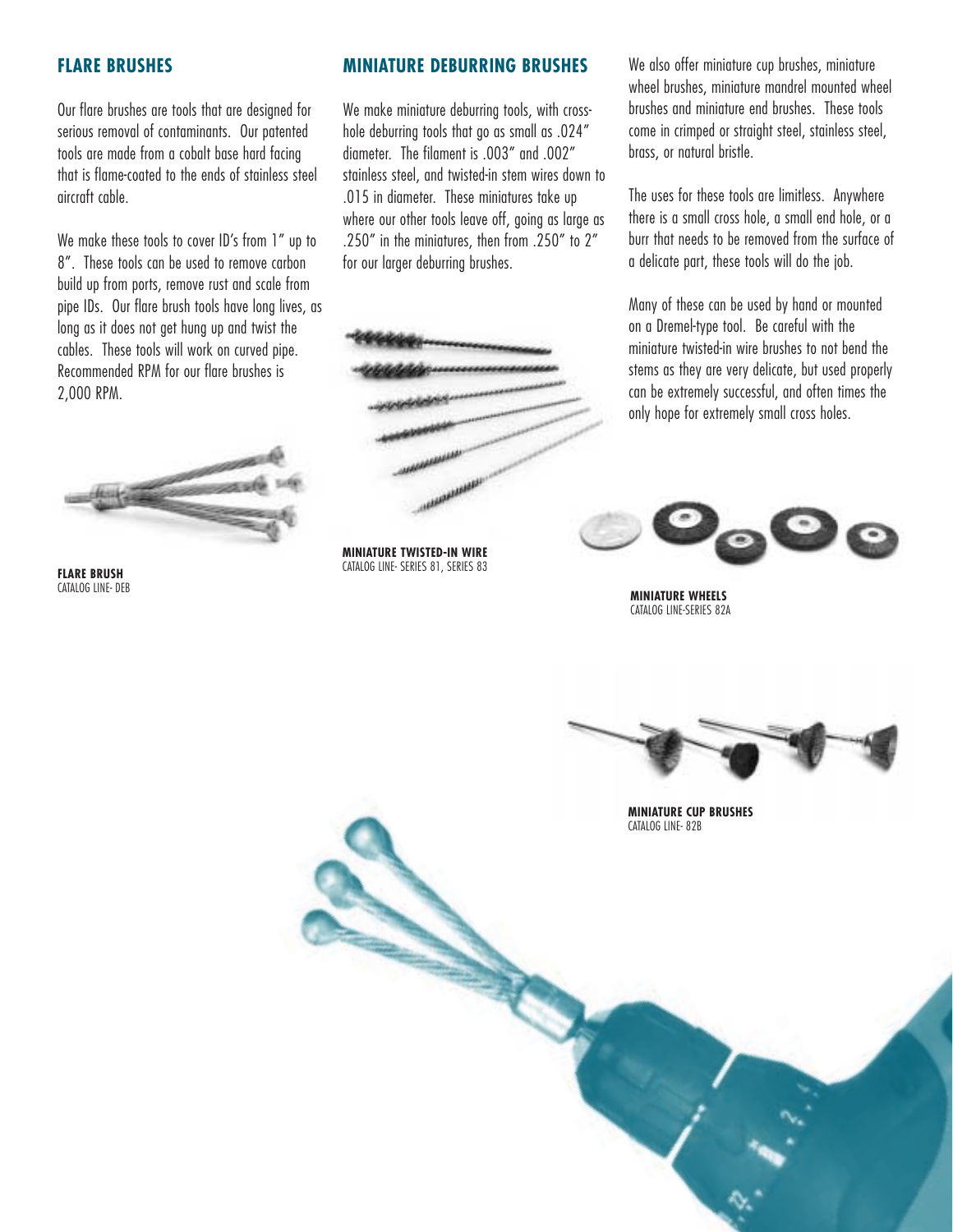## FLARE BRUSHES

Our flare brushes are tools that are designed for serious removal of contaminants. Our patented tools are made from a cobalt base hard facing that is flame-coated to the ends of stainless steel aircraft cable.

We make these tools to cover ID's from 1" up to 8". These tools can be used to remove carbon build up from ports, remove rust and scale from pipe IDs. Our flare brush tools have long lives, as long as it does not get hung up and twist the cables. These tools will work on curved pipe. Recommended RPM for our flare brushes is 2,000 RPM.

**FLARE BRUSH**
CATALOG LINE- DEB

## MINIATURE DEBURRING BRUSHES

We make miniature deburring tools, with cross-hole deburring tools that go as small as .024" diameter. The filament is .003" and .002" stainless steel, and twisted-in stem wires down to .015 in diameter. These miniatures take up where our other tools leave off, going as large as .250" in the miniatures, then from .250" to 2" for our larger deburring brushes.

**MINIATURE TWISTED-IN WIRE**
CATALOG LINE- SERIES 81, SERIES 83

We also offer miniature cup brushes, miniature wheel brushes, miniature mandrel mounted wheel brushes and miniature end brushes. These tools come in crimped or straight steel, stainless steel, brass, or natural bristle.

The uses for these tools are limitless. Anywhere there is a small cross hole, a small end hole, or a burr that needs to be removed from the surface of a delicate part, these tools will do the job.

Many of these can be used by hand or mounted on a Dremel-type tool. Be careful with the miniature twisted-in wire brushes to not bend the stems as they are very delicate, but used properly can be extremely successful, and often times the only hope for extremely small cross holes.

**MINIATURE WHEELS**
CATALOG LINE-SERIES 82A

**MINIATURE CUP BRUSHES**
CATALOG LINE- 82B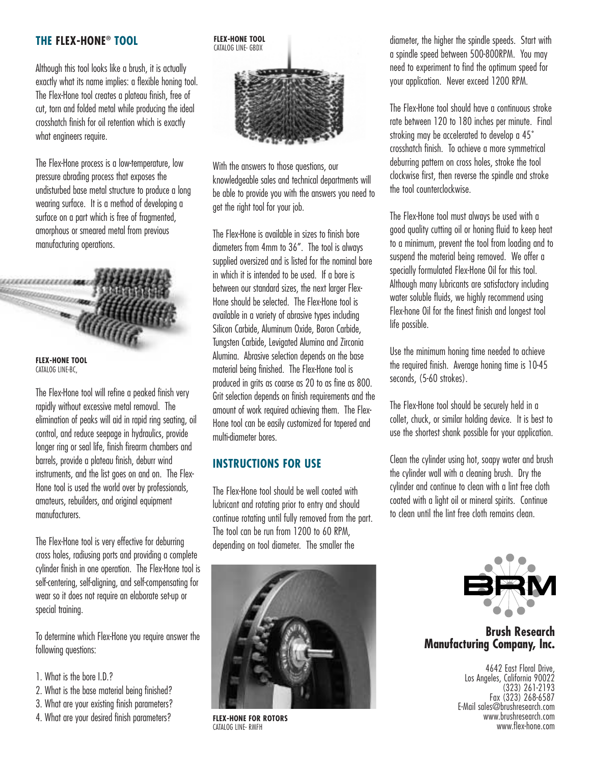## THE FLEX-HONE® TOOL

Although this tool looks like a brush, it is actually exactly what its name implies: a flexible honing tool. The Flex-Hone tool creates a plateau finish, free of cut, torn and folded metal while producing the ideal crosshatch finish for oil retention which is exactly what engineers require.

The Flex-Hone process is a low-temperature, low pressure abrading process that exposes the undisturbed base metal structure to produce a long wearing surface. It is a method of developing a surface on a part which is free of fragmented, amorphous or smeared metal from previous manufacturing operations.

**FLEX-HONE TOOL**
CATALOG LINE-BC,

The Flex-Hone tool will refine a peaked finish very rapidly without excessive metal removal. The elimination of peaks will aid in rapid ring seating, oil control, and reduce seepage in hydraulics, provide longer ring or seal life, finish firearm chambers and barrels, provide a plateau finish, deburr wind instruments, and the list goes on and on. The Flex-Hone tool is used the world over by professionals, amateurs, rebuilders, and original equipment manufacturers.

The Flex-Hone tool is very effective for deburring cross holes, radiusing ports and providing a complete cylinder finish in one operation. The Flex-Hone tool is self-centering, self-aligning, and self-compensating for wear so it does not require an elaborate set-up or special training.

To determine which Flex-Hone you require answer the following questions:

1. What is the bore I.D.?
2. What is the base material being finished?
3. What are your existing finish parameters?
4. What are your desired finish parameters?

**FLEX-HONE TOOL**
CATALOG LINE- GBDX

With the answers to those questions, our knowledgeable sales and technical departments will be able to provide you with the answers you need to get the right tool for your job.

The Flex-Hone is available in sizes to finish bore diameters from 4mm to 36". The tool is always supplied oversized and is listed for the nominal bore in which it is intended to be used. If a bore is between our standard sizes, the next larger Flex-Hone should be selected. The Flex-Hone tool is available in a variety of abrasive types including Silicon Carbide, Aluminum Oxide, Boron Carbide, Tungsten Carbide, Levigated Alumina and Zirconia Alumina. Abrasive selection depends on the base material being finished. The Flex-Hone tool is produced in grits as coarse as 20 to as fine as 800. Grit selection depends on finish requirements and the amount of work required achieving them. The Flex-Hone tool can be easily customized for tapered and multi-diameter bores.

## INSTRUCTIONS FOR USE

The Flex-Hone tool should be well coated with lubricant and rotating prior to entry and should continue rotating until fully removed from the part. The tool can be run from 1200 to 60 RPM, depending on tool diameter. The smaller the diameter, the higher the spindle speeds. Start with a spindle speed between 500-800RPM. You may need to experiment to find the optimum speed for your application. Never exceed 1200 RPM.

**FLEX-HONE FOR ROTORS**
CATALOG LINE- RMFH

The Flex-Hone tool should have a continuous stroke rate between 120 to 180 inches per minute. Final stroking may be accelerated to develop a 45˚ crosshatch finish. To achieve a more symmetrical deburring pattern on cross holes, stroke the tool clockwise first, then reverse the spindle and stroke the tool counterclockwise.

The Flex-Hone tool must always be used with a good quality cutting oil or honing fluid to keep heat to a minimum, prevent the tool from loading and to suspend the material being removed. We offer a specially formulated Flex-Hone Oil for this tool. Although many lubricants are satisfactory including water soluble fluids, we highly recommend using Flex-hone Oil for the finest finish and longest tool life possible.

Use the minimum honing time needed to achieve the required finish. Average honing time is 10-45 seconds, (5-60 strokes).

The Flex-Hone tool should be securely held in a collet, chuck, or similar holding device. It is best to use the shortest shank possible for your application.

Clean the cylinder using hot, soapy water and brush the cylinder wall with a cleaning brush. Dry the cylinder and continue to clean with a lint free cloth coated with a light oil or mineral spirits. Continue to clean until the lint free cloth remains clean.

BRM

**Brush Research Manufacturing Company, Inc.**

4642 East Floral Drive,
Los Angeles, California 90022
(323) 261-2193
Fax (323) 268-6587
E-Mail sales@brushresearch.com
www.brushresearch.com
www.flex-hone.com